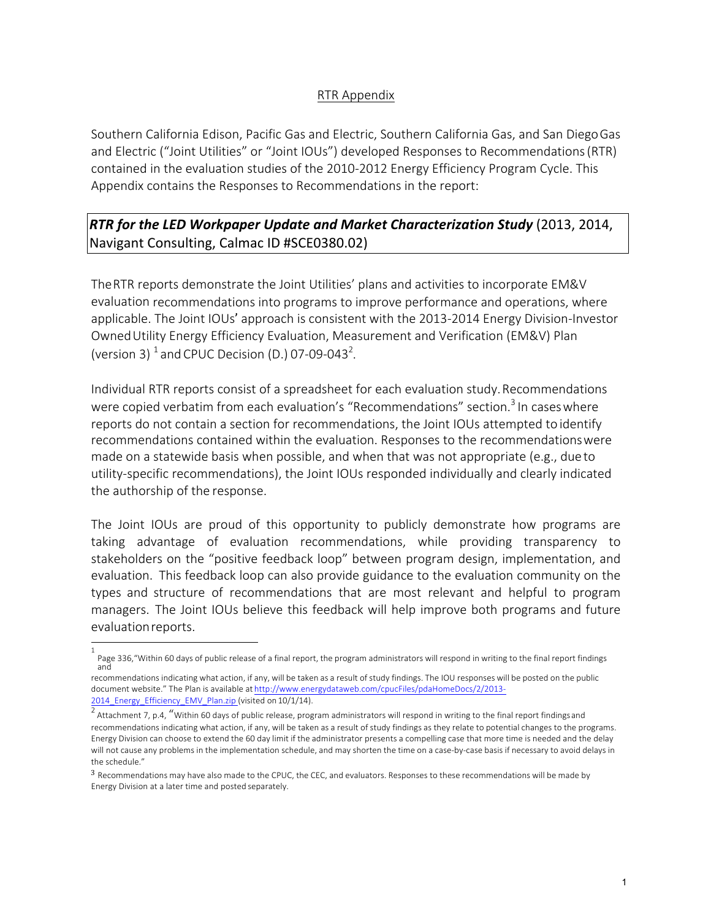## RTR Appendix

Southern California Edison, Pacific Gas and Electric, Southern California Gas, and San Diego Gas and Electric ("Joint Utilities" or "Joint IOUs") developed Responses to Recommendations (RTR) contained in the evaluation studies of the 2010-2012 Energy Efficiency Program Cycle. This Appendix contains the Responses to Recommendations in the report:

***RTR for the LED Workpaper Update and Market Characterization Study*** (2013, 2014, Navigant Consulting, Calmac ID #SCE0380.02)

The RTR reports demonstrate the Joint Utilities' plans and activities to incorporate EM&V evaluation recommendations into programs to improve performance and operations, where applicable. The Joint IOUs' approach is consistent with the 2013-2014 Energy Division-Investor Owned Utility Energy Efficiency Evaluation, Measurement and Verification (EM&V) Plan (version 3) [1] and CPUC Decision (D.) 07-09-043[2].

Individual RTR reports consist of a spreadsheet for each evaluation study. Recommendations were copied verbatim from each evaluation's "Recommendations" section.[3] In cases where reports do not contain a section for recommendations, the Joint IOUs attempted to identify recommendations contained within the evaluation. Responses to the recommendations were made on a statewide basis when possible, and when that was not appropriate (e.g., due to utility-specific recommendations), the Joint IOUs responded individually and clearly indicated the authorship of the response.

The Joint IOUs are proud of this opportunity to publicly demonstrate how programs are taking advantage of evaluation recommendations, while providing transparency to stakeholders on the "positive feedback loop" between program design, implementation, and evaluation. This feedback loop can also provide guidance to the evaluation community on the types and structure of recommendations that are most relevant and helpful to program managers. The Joint IOUs believe this feedback will help improve both programs and future evaluation reports.

---

[1] Page 336, "Within 60 days of public release of a final report, the program administrators will respond in writing to the final report findings and recommendations indicating what action, if any, will be taken as a result of study findings. The IOU responses will be posted on the public document website." The Plan is available at http://www.energydataweb.com/cpucFiles/pdaHomeDocs/2/2013-2014_Energy_Efficiency_EMV_Plan.zip (visited on 10/1/14).

[2] Attachment 7, p.4, "Within 60 days of public release, program administrators will respond in writing to the final report findings and recommendations indicating what action, if any, will be taken as a result of study findings as they relate to potential changes to the programs. Energy Division can choose to extend the 60 day limit if the administrator presents a compelling case that more time is needed and the delay will not cause any problems in the implementation schedule, and may shorten the time on a case-by-case basis if necessary to avoid delays in the schedule."

[3] Recommendations may have also made to the CPUC, the CEC, and evaluators. Responses to these recommendations will be made by Energy Division at a later time and posted separately.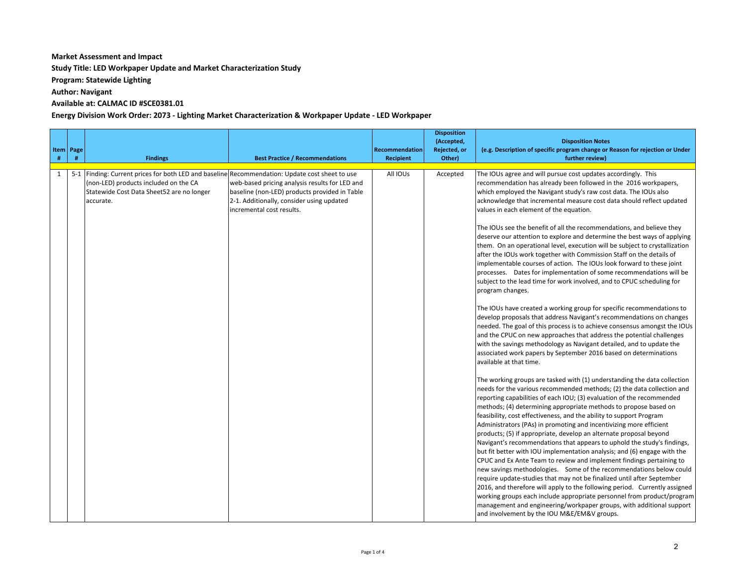**Market Assessment and Impact**

**Study Title: LED Workpaper Update and Market Characterization Study**

**Program: Statewide Lighting**

**Author: Navigant**

**Available at: CALMAC ID #SCE0381.01**

**Energy Division Work Order: 2073 - Lighting Market Characterization & Workpaper Update - LED Workpaper**

| Item # | Page # | Findings | Best Practice / Recommendations | Recommendation Recipient | Disposition (Accepted, Rejected, or Other) | Disposition Notes (e.g. Description of specific program change or Reason for rejection or Under further review) |
|---|---|---|---|---|---|---|
| 1 | 5-1 | Finding: Current prices for both LED and baseline (non-LED) products included on the CA Statewide Cost Data Sheet52 are no longer accurate. | Recommendation: Update cost sheet to use web-based pricing analysis results for LED and baseline (non-LED) products provided in Table 2-1. Additionally, consider using updated incremental cost results. | All IOUs | Accepted | The IOUs agree and will pursue cost updates accordingly. This recommendation has already been followed in the 2016 workpapers, which employed the Navigant study's raw cost data. The IOUs also acknowledge that incremental measure cost data should reflect updated values in each element of the equation.<br><br>The IOUs see the benefit of all the recommendations, and believe they deserve our attention to explore and determine the best ways of applying them. On an operational level, execution will be subject to crystallization after the IOUs work together with Commission Staff on the details of implementable courses of action. The IOUs look forward to these joint processes. Dates for implementation of some recommendations will be subject to the lead time for work involved, and to CPUC scheduling for program changes.<br><br>The IOUs have created a working group for specific recommendations to develop proposals that address Navigant's recommendations on changes needed. The goal of this process is to achieve consensus amongst the IOUs and the CPUC on new approaches that address the potential challenges with the savings methodology as Navigant detailed, and to update the associated work papers by September 2016 based on determinations available at that time.<br><br>The working groups are tasked with (1) understanding the data collection needs for the various recommended methods; (2) the data collection and reporting capabilities of each IOU; (3) evaluation of the recommended methods; (4) determining appropriate methods to propose based on feasibility, cost effectiveness, and the ability to support Program Administrators (PAs) in promoting and incentivizing more efficient products; (5) if appropriate, develop an alternate proposal beyond Navigant's recommendations that appears to uphold the study's findings, but fit better with IOU implementation analysis; and (6) engage with the CPUC and Ex Ante Team to review and implement findings pertaining to new savings methodologies. Some of the recommendations below could require update-studies that may not be finalized until after September 2016, and therefore will apply to the following period. Currently assigned working groups each include appropriate personnel from product/program management and engineering/workpaper groups, with additional support and involvement by the IOU M&E/EM&V groups. |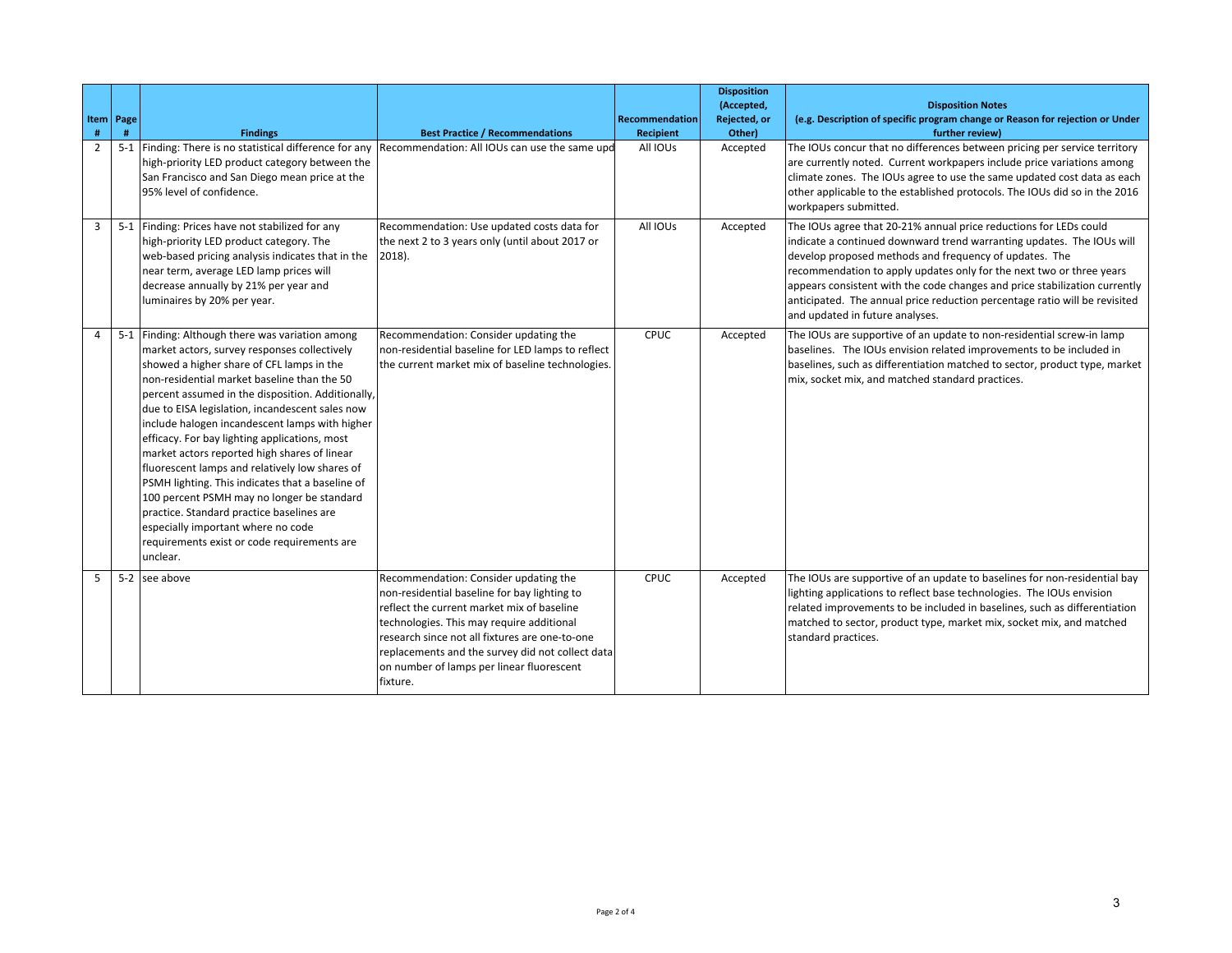| Item # | Page # | Findings | Best Practice / Recommendations | Recommendation Recipient | Disposition (Accepted, Rejected, or Other) | Disposition Notes (e.g. Description of specific program change or Reason for rejection or Under further review) |
|---|---|---|---|---|---|---|
| 2 | 5-1 | Finding: There is no statistical difference for any high-priority LED product category between the San Francisco and San Diego mean price at the 95% level of confidence. | Recommendation: All IOUs can use the same upd | All IOUs | Accepted | The IOUs concur that no differences between pricing per service territory are currently noted. Current workpapers include price variations among climate zones. The IOUs agree to use the same updated cost data as each other applicable to the established protocols. The IOUs did so in the 2016 workpapers submitted. |
| 3 | 5-1 | Finding: Prices have not stabilized for any high-priority LED product category. The web-based pricing analysis indicates that in the near term, average LED lamp prices will decrease annually by 21% per year and luminaires by 20% per year. | Recommendation: Use updated costs data for the next 2 to 3 years only (until about 2017 or 2018). | All IOUs | Accepted | The IOUs agree that 20-21% annual price reductions for LEDs could indicate a continued downward trend warranting updates. The IOUs will develop proposed methods and frequency of updates. The recommendation to apply updates only for the next two or three years appears consistent with the code changes and price stabilization currently anticipated. The annual price reduction percentage ratio will be revisited and updated in future analyses. |
| 4 | 5-1 | Finding: Although there was variation among market actors, survey responses collectively showed a higher share of CFL lamps in the non-residential market baseline than the 50 percent assumed in the disposition. Additionally, due to EISA legislation, incandescent sales now include halogen incandescent lamps with higher efficacy. For bay lighting applications, most market actors reported high shares of linear fluorescent lamps and relatively low shares of PSMH lighting. This indicates that a baseline of 100 percent PSMH may no longer be standard practice. Standard practice baselines are especially important where no code requirements exist or code requirements are unclear. | Recommendation: Consider updating the non-residential baseline for LED lamps to reflect the current market mix of baseline technologies. | CPUC | Accepted | The IOUs are supportive of an update to non-residential screw-in lamp baselines. The IOUs envision related improvements to be included in baselines, such as differentiation matched to sector, product type, market mix, socket mix, and matched standard practices. |
| 5 | 5-2 | see above | Recommendation: Consider updating the non-residential baseline for bay lighting to reflect the current market mix of baseline technologies. This may require additional research since not all fixtures are one-to-one replacements and the survey did not collect data on number of lamps per linear fluorescent fixture. | CPUC | Accepted | The IOUs are supportive of an update to baselines for non-residential bay lighting applications to reflect base technologies. The IOUs envision related improvements to be included in baselines, such as differentiation matched to sector, product type, market mix, socket mix, and matched standard practices. |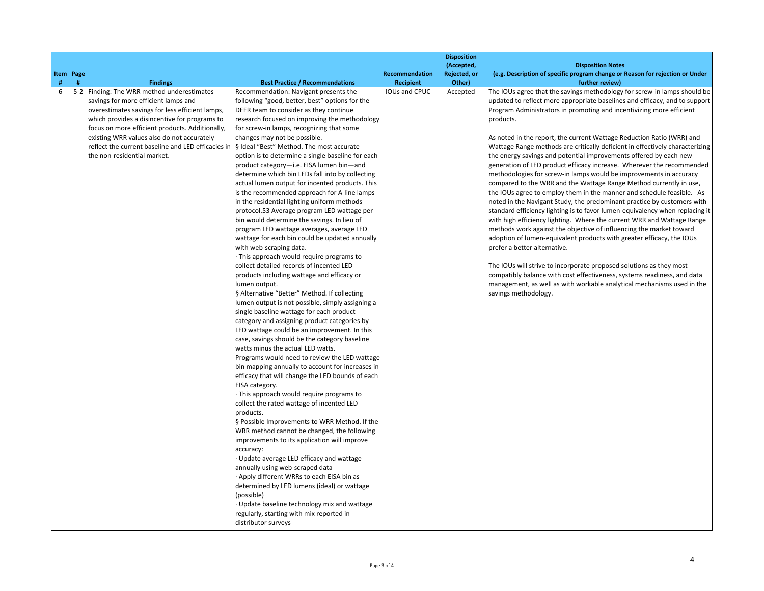| Item # | Page # | Findings | Best Practice / Recommendations | Recommendation Recipient | Disposition (Accepted, Rejected, or Other) | Disposition Notes (e.g. Description of specific program change or Reason for rejection or Under further review) |
|---|---|---|---|---|---|---|
| 6 | 5-2 | Finding: The WRR method underestimates savings for more efficient lamps and overestimates savings for less efficient lamps, which provides a disincentive for programs to focus on more efficient products. Additionally, existing WRR values also do not accurately reflect the current baseline and LED efficacies in the non-residential market. | Recommendation: Navigant presents the following "good, better, best" options for the DEER team to consider as they continue research focused on improving the methodology for screw-in lamps, recognizing that some changes may not be possible.<br>§ Ideal "Best" Method. The most accurate option is to determine a single baseline for each product category—i.e. EISA lumen bin—and determine which bin LEDs fall into by collecting actual lumen output for incented products. This is the recommended approach for A-line lamps in the residential lighting uniform methods protocol.53 Average program LED wattage per bin would determine the savings. In lieu of program LED wattage averages, average LED wattage for each bin could be updated annually with web-scraping data.<br>· This approach would require programs to collect detailed records of incented LED products including wattage and efficacy or lumen output.<br>§ Alternative "Better" Method. If collecting lumen output is not possible, simply assigning a single baseline wattage for each product category and assigning product categories by LED wattage could be an improvement. In this case, savings should be the category baseline watts minus the actual LED watts.<br>Programs would need to review the LED wattage bin mapping annually to account for increases in efficacy that will change the LED bounds of each EISA category.<br>· This approach would require programs to collect the rated wattage of incented LED products.<br>§ Possible Improvements to WRR Method. If the WRR method cannot be changed, the following improvements to its application will improve accuracy:<br>· Update average LED efficacy and wattage annually using web-scraped data<br>· Apply different WRRs to each EISA bin as determined by LED lumens (ideal) or wattage (possible)<br>· Update baseline technology mix and wattage regularly, starting with mix reported in distributor surveys | IOUs and CPUC | Accepted | The IOUs agree that the savings methodology for screw-in lamps should be updated to reflect more appropriate baselines and efficacy, and to support Program Administrators in promoting and incentivizing more efficient products.<br><br>As noted in the report, the current Wattage Reduction Ratio (WRR) and Wattage Range methods are critically deficient in effectively characterizing the energy savings and potential improvements offered by each new generation of LED product efficacy increase. Wherever the recommended methodologies for screw-in lamps would be improvements in accuracy compared to the WRR and the Wattage Range Method currently in use, the IOUs agree to employ them in the manner and schedule feasible. As noted in the Navigant Study, the predominant practice by customers with standard efficiency lighting is to favor lumen-equivalency when replacing it with high efficiency lighting. Where the current WRR and Wattage Range methods work against the objective of influencing the market toward adoption of lumen-equivalent products with greater efficacy, the IOUs prefer a better alternative.<br><br>The IOUs will strive to incorporate proposed solutions as they most compatibly balance with cost effectiveness, systems readiness, and data management, as well as with workable analytical mechanisms used in the savings methodology. |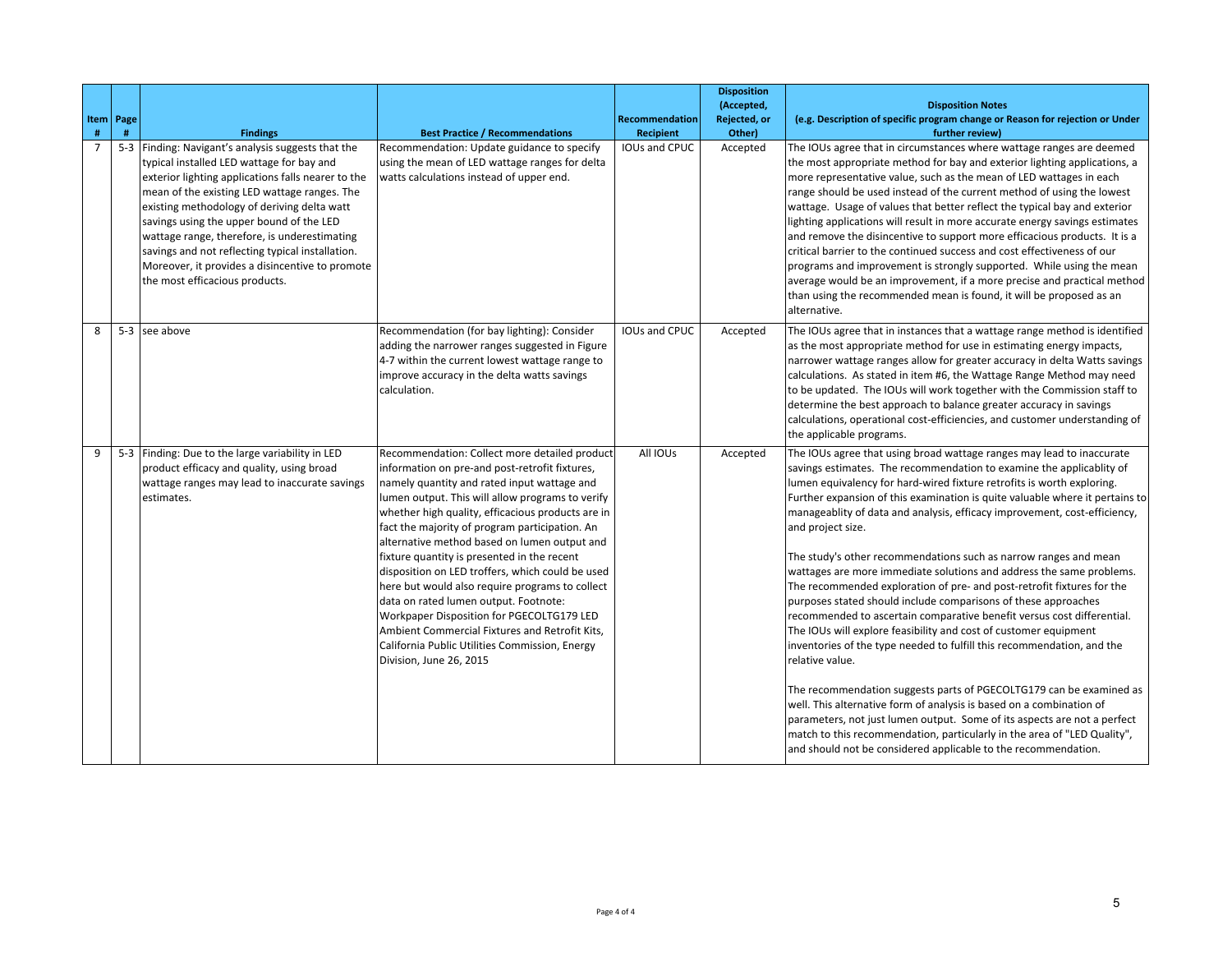| Item # | Page # | Findings | Best Practice / Recommendations | Recommendation Recipient | Disposition (Accepted, Rejected, or Other) | Disposition Notes (e.g. Description of specific program change or Reason for rejection or Under further review) |
|---|---|---|---|---|---|---|
| 7 | 5-3 | Finding: Navigant's analysis suggests that the typical installed LED wattage for bay and exterior lighting applications falls nearer to the mean of the existing LED wattage ranges. The existing methodology of deriving delta watt savings using the upper bound of the LED wattage range, therefore, is underestimating savings and not reflecting typical installation. Moreover, it provides a disincentive to promote the most efficacious products. | Recommendation: Update guidance to specify using the mean of LED wattage ranges for delta watts calculations instead of upper end. | IOUs and CPUC | Accepted | The IOUs agree that in circumstances where wattage ranges are deemed the most appropriate method for bay and exterior lighting applications, a more representative value, such as the mean of LED wattages in each range should be used instead of the current method of using the lowest wattage. Usage of values that better reflect the typical bay and exterior lighting applications will result in more accurate energy savings estimates and remove the disincentive to support more efficacious products. It is a critical barrier to the continued success and cost effectiveness of our programs and improvement is strongly supported. While using the mean average would be an improvement, if a more precise and practical method than using the recommended mean is found, it will be proposed as an alternative. |
| 8 | 5-3 | see above | Recommendation (for bay lighting): Consider adding the narrower ranges suggested in Figure 4-7 within the current lowest wattage range to improve accuracy in the delta watts savings calculation. | IOUs and CPUC | Accepted | The IOUs agree that in instances that a wattage range method is identified as the most appropriate method for use in estimating energy impacts, narrower wattage ranges allow for greater accuracy in delta Watts savings calculations. As stated in item #6, the Wattage Range Method may need to be updated. The IOUs will work together with the Commission staff to determine the best approach to balance greater accuracy in savings calculations, operational cost-efficiencies, and customer understanding of the applicable programs. |
| 9 | 5-3 | Finding: Due to the large variability in LED product efficacy and quality, using broad wattage ranges may lead to inaccurate savings estimates. | Recommendation: Collect more detailed product information on pre-and post-retrofit fixtures, namely quantity and rated input wattage and lumen output. This will allow programs to verify whether high quality, efficacious products are in fact the majority of program participation. An alternative method based on lumen output and fixture quantity is presented in the recent disposition on LED troffers, which could be used here but would also require programs to collect data on rated lumen output. Footnote: Workpaper Disposition for PGECOLTG179 LED Ambient Commercial Fixtures and Retrofit Kits, California Public Utilities Commission, Energy Division, June 26, 2015 | All IOUs | Accepted | The IOUs agree that using broad wattage ranges may lead to inaccurate savings estimates. The recommendation to examine the applicablity of lumen equivalency for hard-wired fixture retrofits is worth exploring. Further expansion of this examination is quite valuable where it pertains to manageablity of data and analysis, efficacy improvement, cost-efficiency, and project size.<br><br>The study's other recommendations such as narrow ranges and mean wattages are more immediate solutions and address the same problems. The recommended exploration of pre- and post-retrofit fixtures for the purposes stated should include comparisons of these approaches recommended to ascertain comparative benefit versus cost differential. The IOUs will explore feasibility and cost of customer equipment inventories of the type needed to fulfill this recommendation, and the relative value.<br><br>The recommendation suggests parts of PGECOLTG179 can be examined as well. This alternative form of analysis is based on a combination of parameters, not just lumen output. Some of its aspects are not a perfect match to this recommendation, particularly in the area of "LED Quality", and should not be considered applicable to the recommendation. |